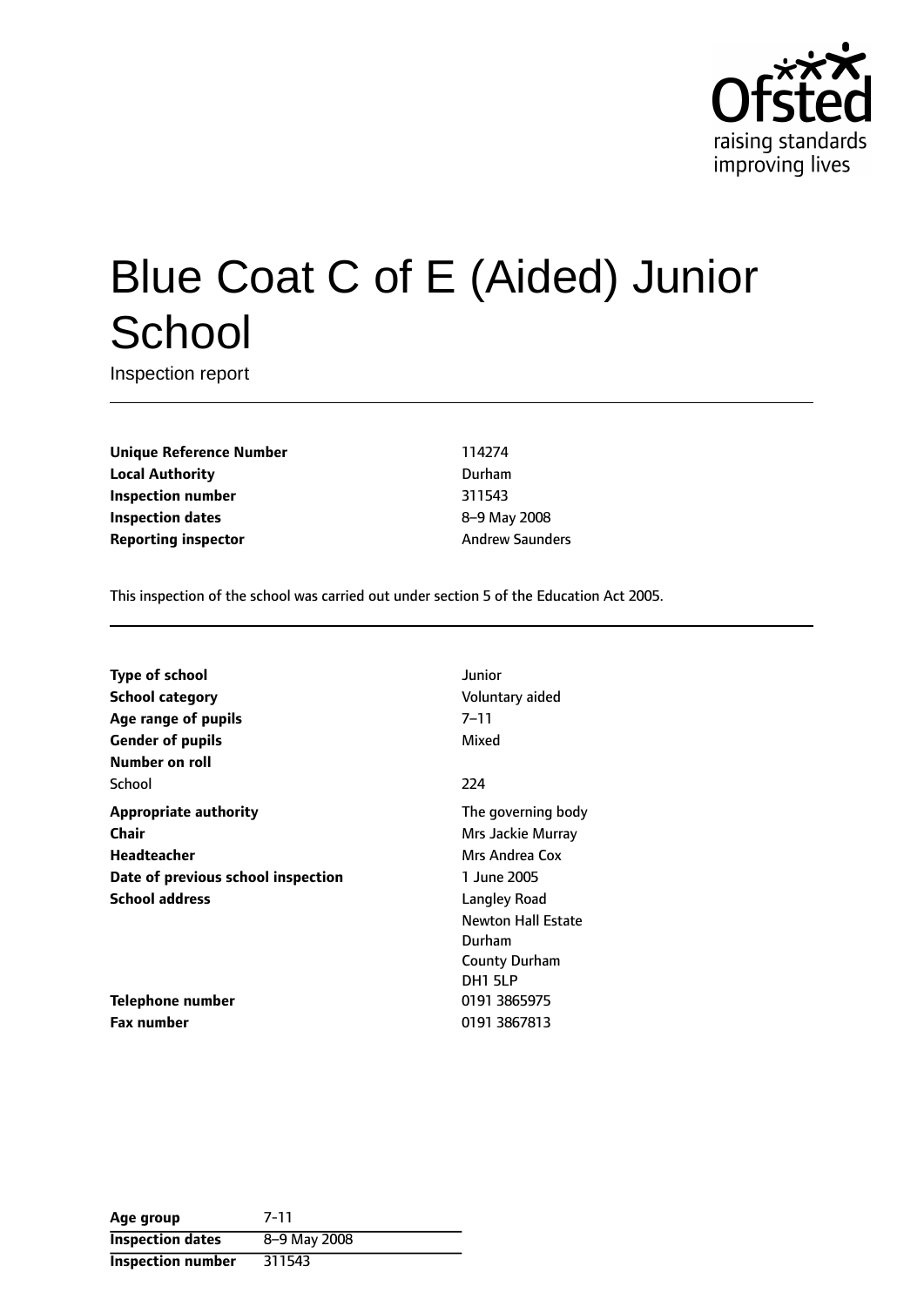# Blue Coat C of E (Aided) Junior School

Inspection report

| | |
|---|---|
| **Unique Reference Number** | 114274 |
| **Local Authority** | Durham |
| **Inspection number** | 311543 |
| **Inspection dates** | 8–9 May 2008 |
| **Reporting inspector** | Andrew Saunders |

This inspection of the school was carried out under section 5 of the Education Act 2005.

| | |
|---|---|
| **Type of school** | Junior |
| **School category** | Voluntary aided |
| **Age range of pupils** | 7–11 |
| **Gender of pupils** | Mixed |
| **Number on roll** | |
| School | 224 |
| **Appropriate authority** | The governing body |
| **Chair** | Mrs Jackie Murray |
| **Headteacher** | Mrs Andrea Cox |
| **Date of previous school inspection** | 1 June 2005 |
| **School address** | Langley Road<br>Newton Hall Estate<br>Durham<br>County Durham<br>DH1 5LP |
| **Telephone number** | 0191 3865975 |
| **Fax number** | 0191 3867813 |

| **Age group** | 7-11 |
|---|---|
| **Inspection dates** | 8–9 May 2008 |
| **Inspection number** | 311543 |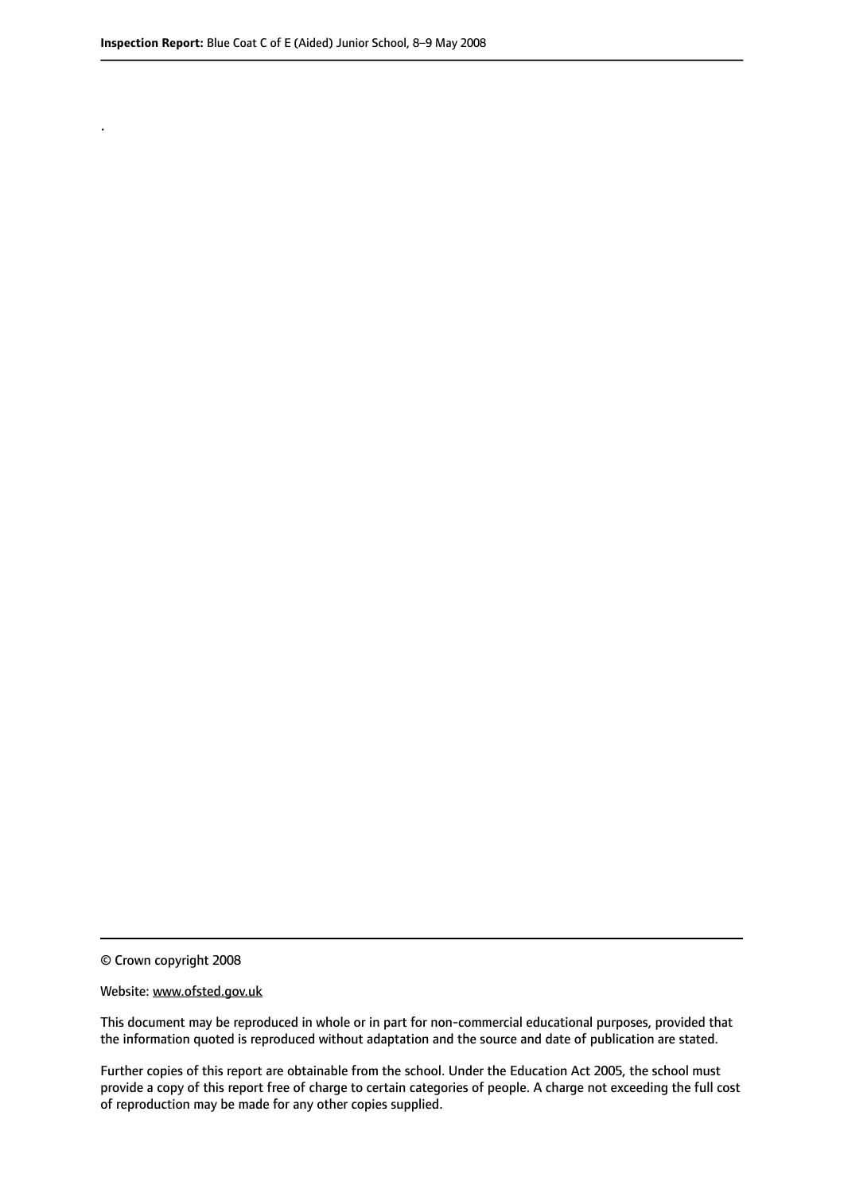.

© Crown copyright 2008

Website: www.ofsted.gov.uk

This document may be reproduced in whole or in part for non-commercial educational purposes, provided that the information quoted is reproduced without adaptation and the source and date of publication are stated.

Further copies of this report are obtainable from the school. Under the Education Act 2005, the school must provide a copy of this report free of charge to certain categories of people. A charge not exceeding the full cost of reproduction may be made for any other copies supplied.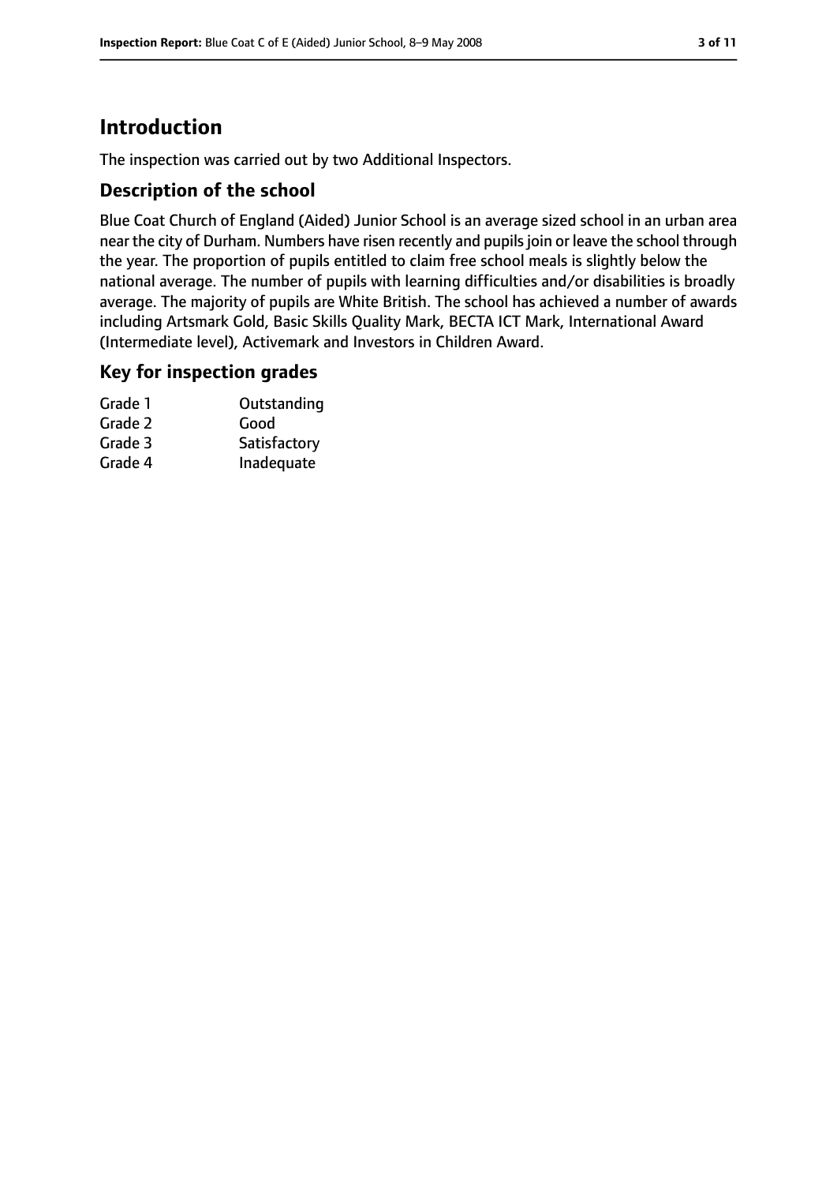# Introduction

The inspection was carried out by two Additional Inspectors.

## Description of the school

Blue Coat Church of England (Aided) Junior School is an average sized school in an urban area near the city of Durham. Numbers have risen recently and pupils join or leave the school through the year. The proportion of pupils entitled to claim free school meals is slightly below the national average. The number of pupils with learning difficulties and/or disabilities is broadly average. The majority of pupils are White British. The school has achieved a number of awards including Artsmark Gold, Basic Skills Quality Mark, BECTA ICT Mark, International Award (Intermediate level), Activemark and Investors in Children Award.

## Key for inspection grades

| | |
|---|---|
| Grade 1 | Outstanding |
| Grade 2 | Good |
| Grade 3 | Satisfactory |
| Grade 4 | Inadequate |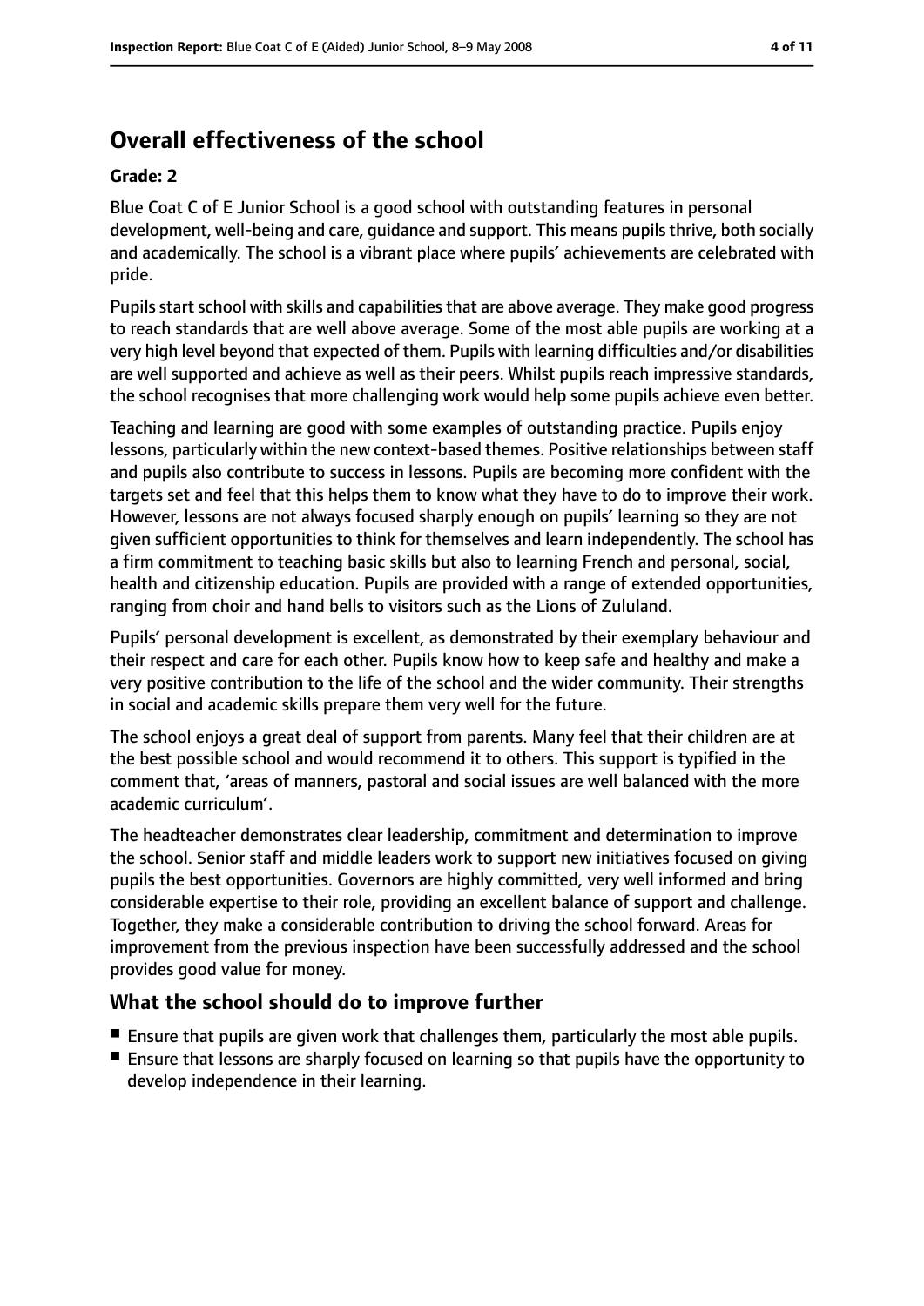## Overall effectiveness of the school

**Grade: 2**

Blue Coat C of E Junior School is a good school with outstanding features in personal development, well-being and care, guidance and support. This means pupils thrive, both socially and academically. The school is a vibrant place where pupils' achievements are celebrated with pride.

Pupils start school with skills and capabilities that are above average. They make good progress to reach standards that are well above average. Some of the most able pupils are working at a very high level beyond that expected of them. Pupils with learning difficulties and/or disabilities are well supported and achieve as well as their peers. Whilst pupils reach impressive standards, the school recognises that more challenging work would help some pupils achieve even better.

Teaching and learning are good with some examples of outstanding practice. Pupils enjoy lessons, particularly within the new context-based themes. Positive relationships between staff and pupils also contribute to success in lessons. Pupils are becoming more confident with the targets set and feel that this helps them to know what they have to do to improve their work. However, lessons are not always focused sharply enough on pupils' learning so they are not given sufficient opportunities to think for themselves and learn independently. The school has a firm commitment to teaching basic skills but also to learning French and personal, social, health and citizenship education. Pupils are provided with a range of extended opportunities, ranging from choir and hand bells to visitors such as the Lions of Zululand.

Pupils' personal development is excellent, as demonstrated by their exemplary behaviour and their respect and care for each other. Pupils know how to keep safe and healthy and make a very positive contribution to the life of the school and the wider community. Their strengths in social and academic skills prepare them very well for the future.

The school enjoys a great deal of support from parents. Many feel that their children are at the best possible school and would recommend it to others. This support is typified in the comment that, 'areas of manners, pastoral and social issues are well balanced with the more academic curriculum'.

The headteacher demonstrates clear leadership, commitment and determination to improve the school. Senior staff and middle leaders work to support new initiatives focused on giving pupils the best opportunities. Governors are highly committed, very well informed and bring considerable expertise to their role, providing an excellent balance of support and challenge. Together, they make a considerable contribution to driving the school forward. Areas for improvement from the previous inspection have been successfully addressed and the school provides good value for money.

### What the school should do to improve further

- Ensure that pupils are given work that challenges them, particularly the most able pupils.
- Ensure that lessons are sharply focused on learning so that pupils have the opportunity to develop independence in their learning.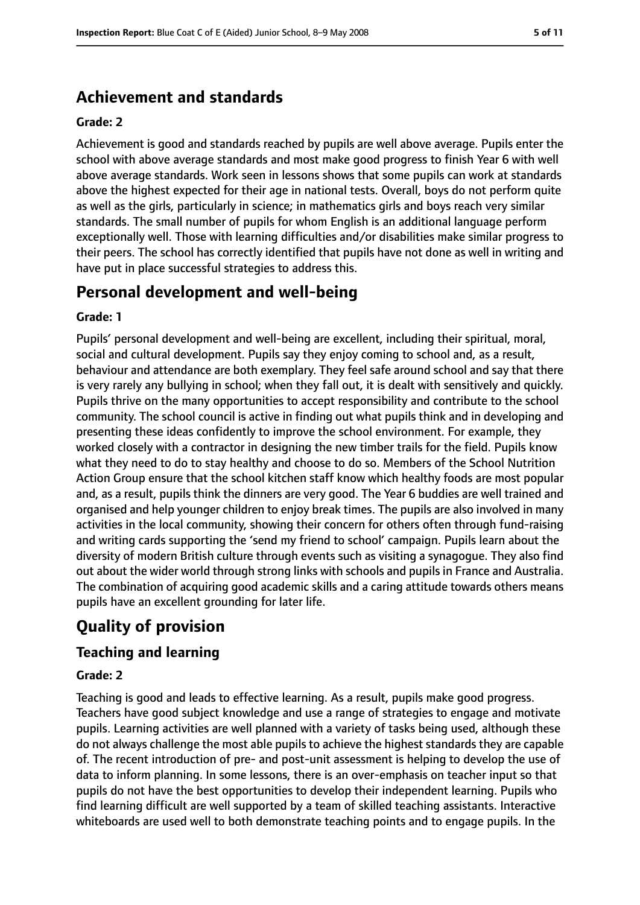## Achievement and standards

### Grade: 2

Achievement is good and standards reached by pupils are well above average. Pupils enter the school with above average standards and most make good progress to finish Year 6 with well above average standards. Work seen in lessons shows that some pupils can work at standards above the highest expected for their age in national tests. Overall, boys do not perform quite as well as the girls, particularly in science; in mathematics girls and boys reach very similar standards. The small number of pupils for whom English is an additional language perform exceptionally well. Those with learning difficulties and/or disabilities make similar progress to their peers. The school has correctly identified that pupils have not done as well in writing and have put in place successful strategies to address this.

## Personal development and well-being

### Grade: 1

Pupils' personal development and well-being are excellent, including their spiritual, moral, social and cultural development. Pupils say they enjoy coming to school and, as a result, behaviour and attendance are both exemplary. They feel safe around school and say that there is very rarely any bullying in school; when they fall out, it is dealt with sensitively and quickly. Pupils thrive on the many opportunities to accept responsibility and contribute to the school community. The school council is active in finding out what pupils think and in developing and presenting these ideas confidently to improve the school environment. For example, they worked closely with a contractor in designing the new timber trails for the field. Pupils know what they need to do to stay healthy and choose to do so. Members of the School Nutrition Action Group ensure that the school kitchen staff know which healthy foods are most popular and, as a result, pupils think the dinners are very good. The Year 6 buddies are well trained and organised and help younger children to enjoy break times. The pupils are also involved in many activities in the local community, showing their concern for others often through fund-raising and writing cards supporting the 'send my friend to school' campaign. Pupils learn about the diversity of modern British culture through events such as visiting a synagogue. They also find out about the wider world through strong links with schools and pupils in France and Australia. The combination of acquiring good academic skills and a caring attitude towards others means pupils have an excellent grounding for later life.

# Quality of provision

## Teaching and learning

### Grade: 2

Teaching is good and leads to effective learning. As a result, pupils make good progress. Teachers have good subject knowledge and use a range of strategies to engage and motivate pupils. Learning activities are well planned with a variety of tasks being used, although these do not always challenge the most able pupils to achieve the highest standards they are capable of. The recent introduction of pre- and post-unit assessment is helping to develop the use of data to inform planning. In some lessons, there is an over-emphasis on teacher input so that pupils do not have the best opportunities to develop their independent learning. Pupils who find learning difficult are well supported by a team of skilled teaching assistants. Interactive whiteboards are used well to both demonstrate teaching points and to engage pupils. In the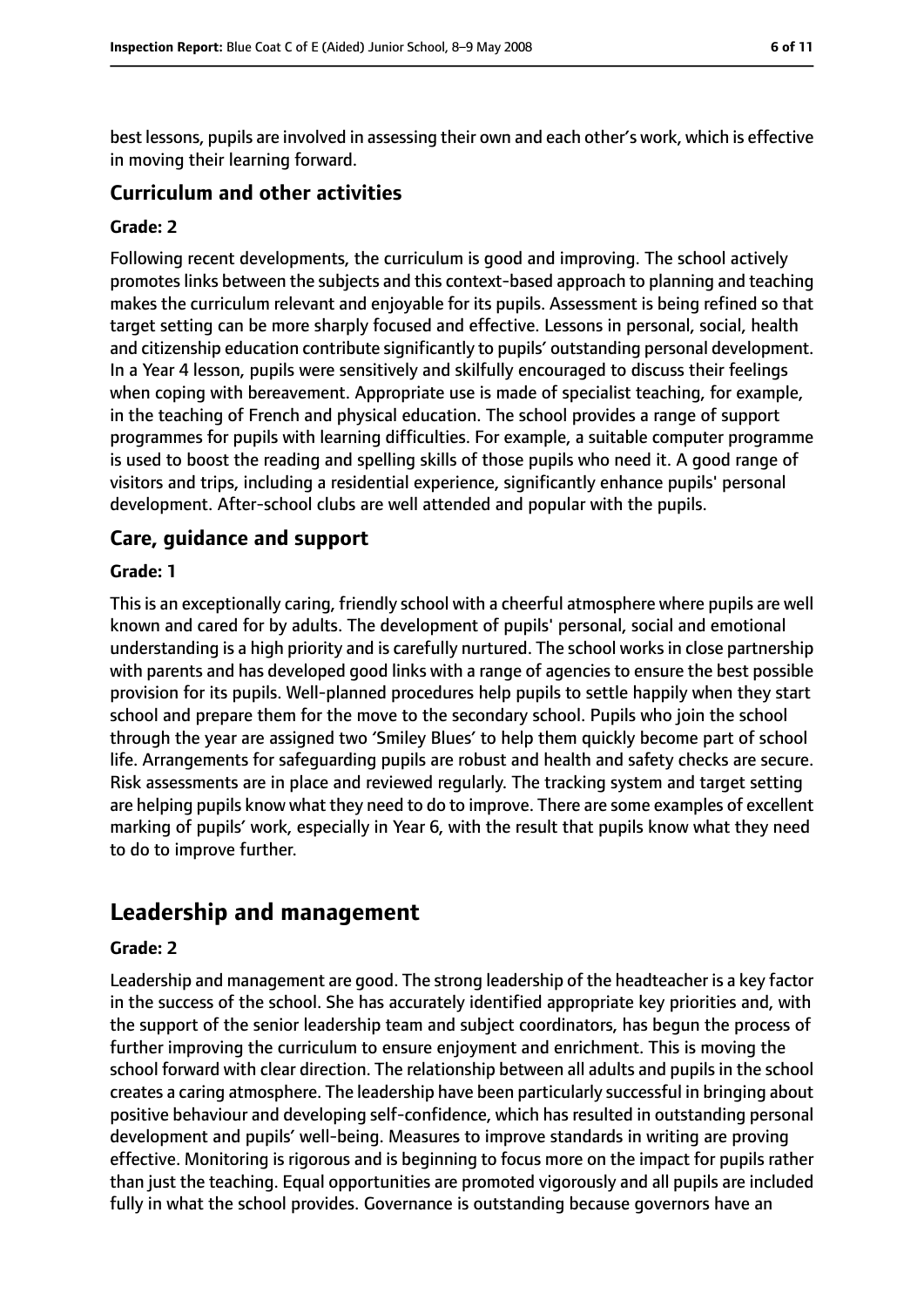best lessons, pupils are involved in assessing their own and each other's work, which is effective in moving their learning forward.

### Curriculum and other activities

#### Grade: 2

Following recent developments, the curriculum is good and improving. The school actively promotes links between the subjects and this context-based approach to planning and teaching makes the curriculum relevant and enjoyable for its pupils. Assessment is being refined so that target setting can be more sharply focused and effective. Lessons in personal, social, health and citizenship education contribute significantly to pupils' outstanding personal development. In a Year 4 lesson, pupils were sensitively and skilfully encouraged to discuss their feelings when coping with bereavement. Appropriate use is made of specialist teaching, for example, in the teaching of French and physical education. The school provides a range of support programmes for pupils with learning difficulties. For example, a suitable computer programme is used to boost the reading and spelling skills of those pupils who need it. A good range of visitors and trips, including a residential experience, significantly enhance pupils' personal development. After-school clubs are well attended and popular with the pupils.

### Care, guidance and support

#### Grade: 1

This is an exceptionally caring, friendly school with a cheerful atmosphere where pupils are well known and cared for by adults. The development of pupils' personal, social and emotional understanding is a high priority and is carefully nurtured. The school works in close partnership with parents and has developed good links with a range of agencies to ensure the best possible provision for its pupils. Well-planned procedures help pupils to settle happily when they start school and prepare them for the move to the secondary school. Pupils who join the school through the year are assigned two 'Smiley Blues' to help them quickly become part of school life. Arrangements for safeguarding pupils are robust and health and safety checks are secure. Risk assessments are in place and reviewed regularly. The tracking system and target setting are helping pupils know what they need to do to improve. There are some examples of excellent marking of pupils' work, especially in Year 6, with the result that pupils know what they need to do to improve further.

## Leadership and management

#### Grade: 2

Leadership and management are good. The strong leadership of the headteacher is a key factor in the success of the school. She has accurately identified appropriate key priorities and, with the support of the senior leadership team and subject coordinators, has begun the process of further improving the curriculum to ensure enjoyment and enrichment. This is moving the school forward with clear direction. The relationship between all adults and pupils in the school creates a caring atmosphere. The leadership have been particularly successful in bringing about positive behaviour and developing self-confidence, which has resulted in outstanding personal development and pupils' well-being. Measures to improve standards in writing are proving effective. Monitoring is rigorous and is beginning to focus more on the impact for pupils rather than just the teaching. Equal opportunities are promoted vigorously and all pupils are included fully in what the school provides. Governance is outstanding because governors have an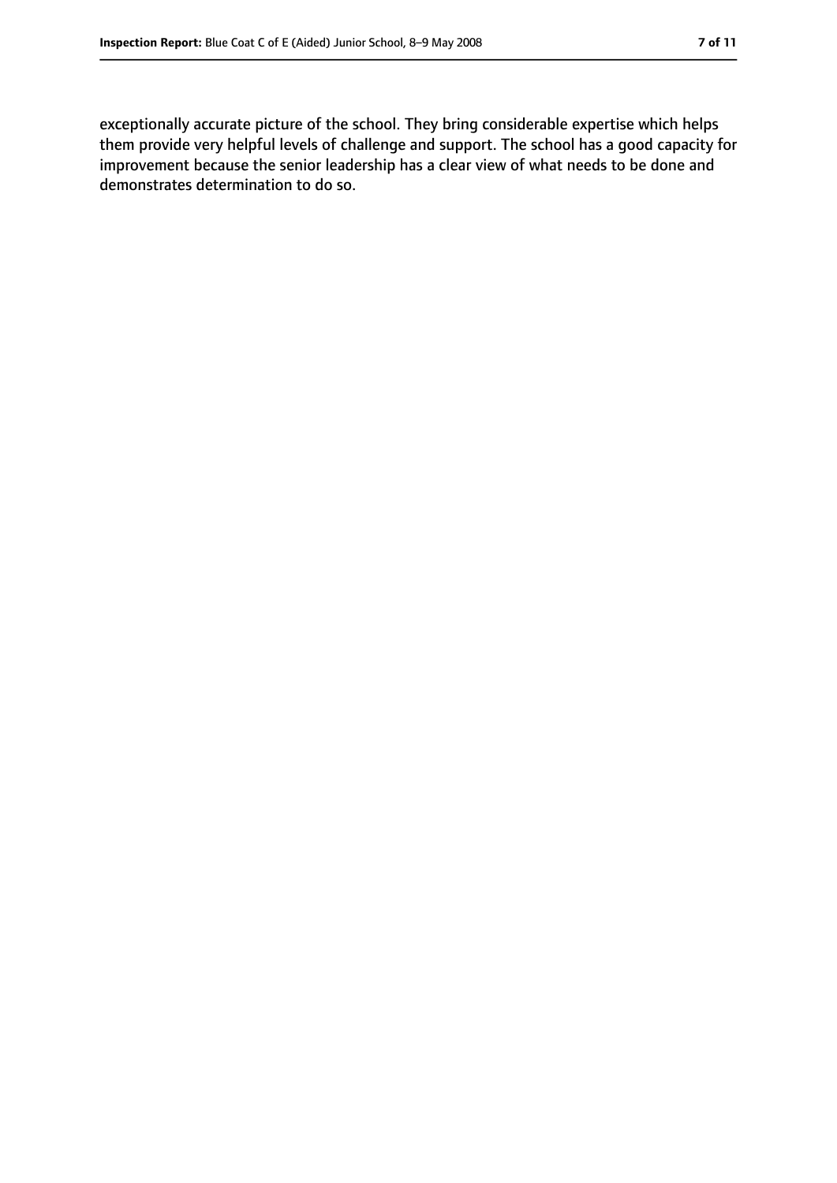exceptionally accurate picture of the school. They bring considerable expertise which helps them provide very helpful levels of challenge and support. The school has a good capacity for improvement because the senior leadership has a clear view of what needs to be done and demonstrates determination to do so.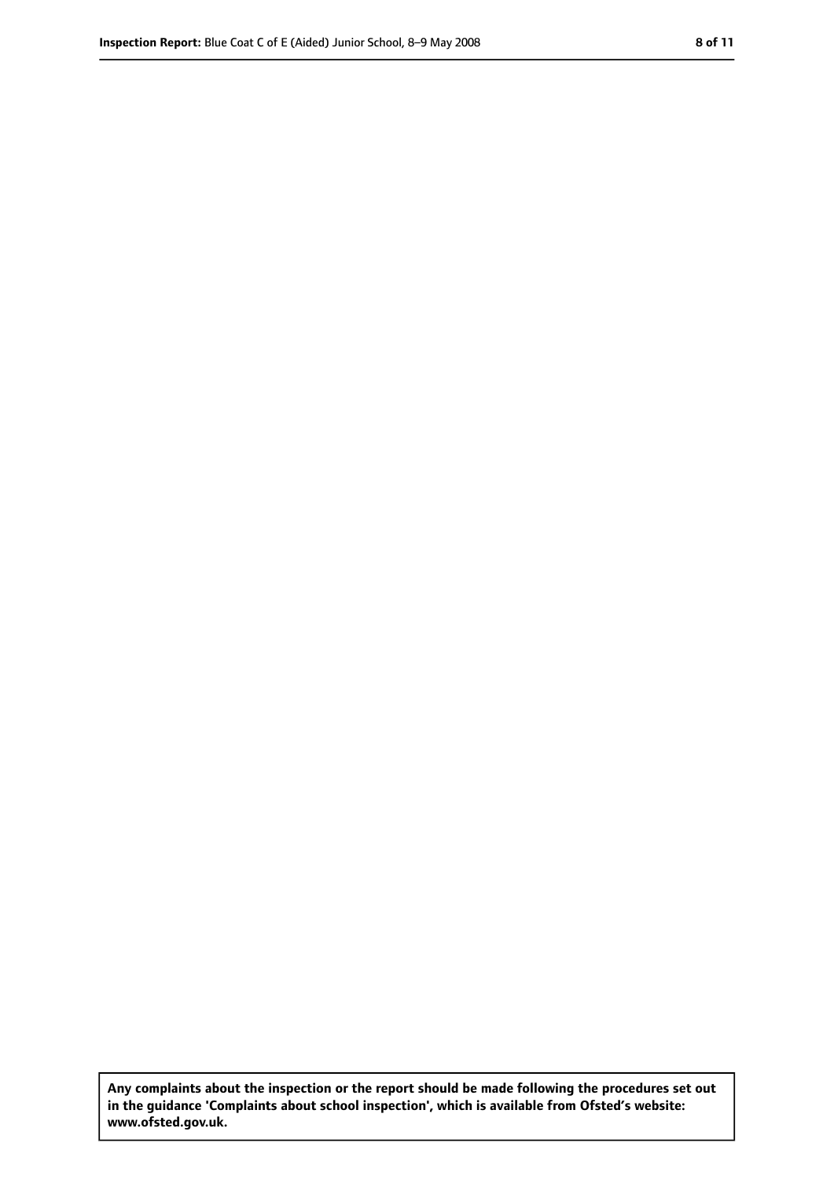**Any complaints about the inspection or the report should be made following the procedures set out in the guidance 'Complaints about school inspection', which is available from Ofsted's website: www.ofsted.gov.uk.**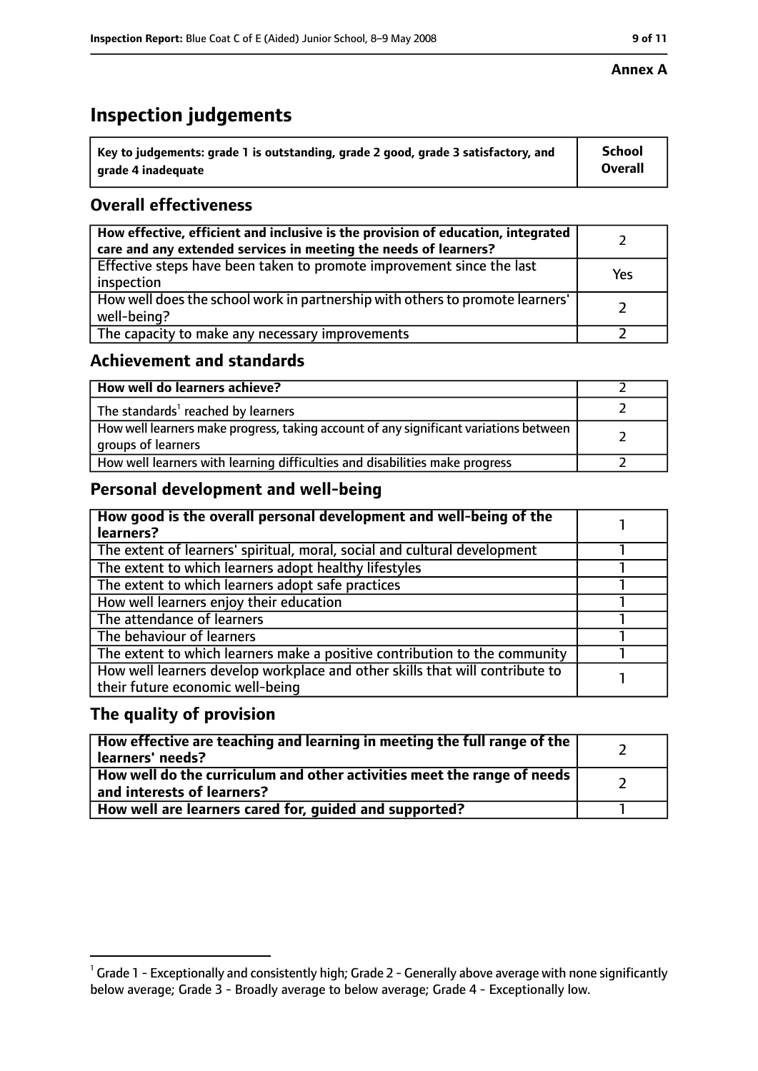**Annex A**

# Inspection judgements

| Key to judgements: grade 1 is outstanding, grade 2 good, grade 3 satisfactory, and grade 4 inadequate | School Overall |
|---|---|

## Overall effectiveness

| | |
|---|---|
| **How effective, efficient and inclusive is the provision of education, integrated care and any extended services in meeting the needs of learners?** | 2 |
| Effective steps have been taken to promote improvement since the last inspection | Yes |
| How well does the school work in partnership with others to promote learners' well-being? | 2 |
| The capacity to make any necessary improvements | 2 |

## Achievement and standards

| | |
|---|---|
| **How well do learners achieve?** | 2 |
| The standards[1] reached by learners | 2 |
| How well learners make progress, taking account of any significant variations between groups of learners | 2 |
| How well learners with learning difficulties and disabilities make progress | 2 |

## Personal development and well-being

| | |
|---|---|
| **How good is the overall personal development and well-being of the learners?** | 1 |
| The extent of learners' spiritual, moral, social and cultural development | 1 |
| The extent to which learners adopt healthy lifestyles | 1 |
| The extent to which learners adopt safe practices | 1 |
| How well learners enjoy their education | 1 |
| The attendance of learners | 1 |
| The behaviour of learners | 1 |
| The extent to which learners make a positive contribution to the community | 1 |
| How well learners develop workplace and other skills that will contribute to their future economic well-being | 1 |

## The quality of provision

| | |
|---|---|
| **How effective are teaching and learning in meeting the full range of the learners' needs?** | 2 |
| **How well do the curriculum and other activities meet the range of needs and interests of learners?** | 2 |
| **How well are learners cared for, guided and supported?** | 1 |

[1] Grade 1 - Exceptionally and consistently high; Grade 2 - Generally above average with none significantly below average; Grade 3 - Broadly average to below average; Grade 4 - Exceptionally low.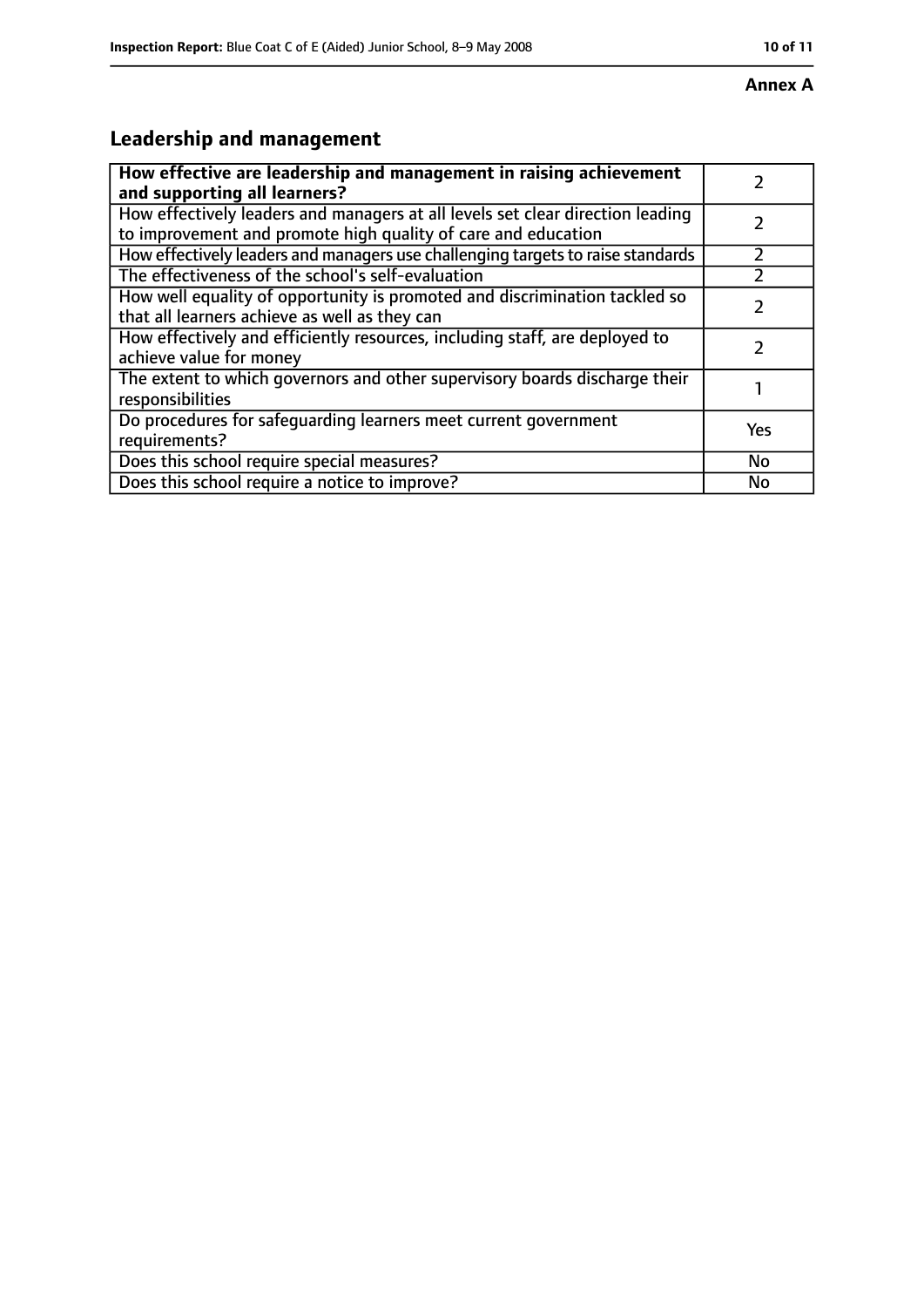**Annex A**

## Leadership and management

| **How effective are leadership and management in raising achievement and supporting all learners?** | 2 |
|---|---|
| How effectively leaders and managers at all levels set clear direction leading to improvement and promote high quality of care and education | 2 |
| How effectively leaders and managers use challenging targets to raise standards | 2 |
| The effectiveness of the school's self-evaluation | 2 |
| How well equality of opportunity is promoted and discrimination tackled so that all learners achieve as well as they can | 2 |
| How effectively and efficiently resources, including staff, are deployed to achieve value for money | 2 |
| The extent to which governors and other supervisory boards discharge their responsibilities | 1 |
| Do procedures for safeguarding learners meet current government requirements? | Yes |
| Does this school require special measures? | No |
| Does this school require a notice to improve? | No |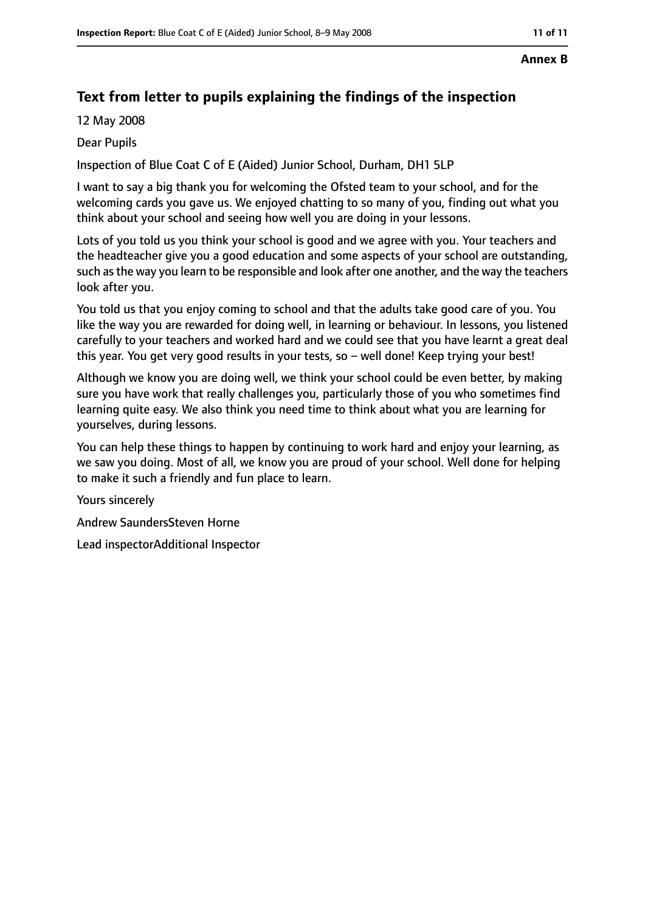**Annex B**

## Text from letter to pupils explaining the findings of the inspection

12 May 2008

Dear Pupils

Inspection of Blue Coat C of E (Aided) Junior School, Durham, DH1 5LP

I want to say a big thank you for welcoming the Ofsted team to your school, and for the welcoming cards you gave us. We enjoyed chatting to so many of you, finding out what you think about your school and seeing how well you are doing in your lessons.

Lots of you told us you think your school is good and we agree with you. Your teachers and the headteacher give you a good education and some aspects of your school are outstanding, such as the way you learn to be responsible and look after one another, and the way the teachers look after you.

You told us that you enjoy coming to school and that the adults take good care of you. You like the way you are rewarded for doing well, in learning or behaviour. In lessons, you listened carefully to your teachers and worked hard and we could see that you have learnt a great deal this year. You get very good results in your tests, so – well done! Keep trying your best!

Although we know you are doing well, we think your school could be even better, by making sure you have work that really challenges you, particularly those of you who sometimes find learning quite easy. We also think you need time to think about what you are learning for yourselves, during lessons.

You can help these things to happen by continuing to work hard and enjoy your learning, as we saw you doing. Most of all, we know you are proud of your school. Well done for helping to make it such a friendly and fun place to learn.

Yours sincerely

Andrew SaundersSteven Horne

Lead inspectorAdditional Inspector